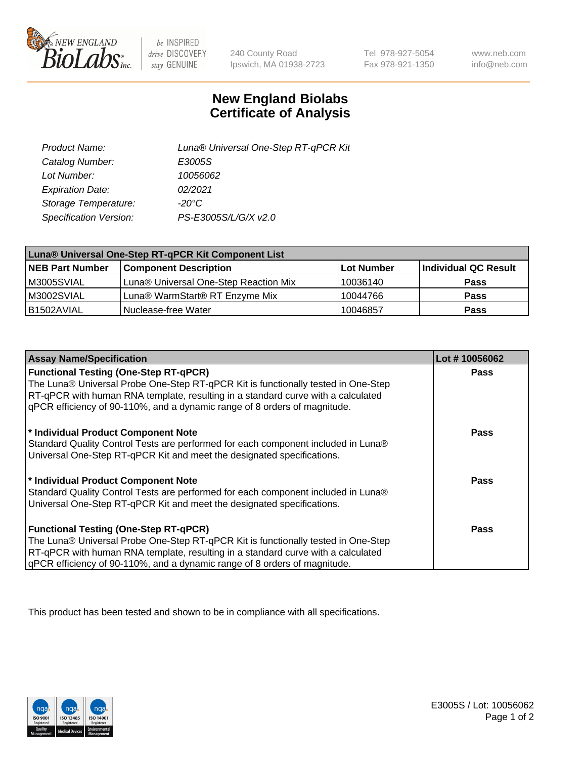New England BioLabs Inc. — be INSPIRED drive DISCOVERY stay GENUINE

240 County Road
Ipswich, MA 01938-2723

Tel 978-927-5054
Fax 978-921-1350

www.neb.com
info@neb.com

# New England Biolabs Certificate of Analysis

| | |
|---|---|
| *Product Name:* | *Luna® Universal One-Step RT-qPCR Kit* |
| *Catalog Number:* | *E3005S* |
| *Lot Number:* | *10056062* |
| *Expiration Date:* | *02/2021* |
| *Storage Temperature:* | *-20°C* |
| *Specification Version:* | *PS-E3005S/L/G/X v2.0* |

| **Luna® Universal One-Step RT-qPCR Kit Component List** | | | |
|---|---|---|---|
| **NEB Part Number** | **Component Description** | **Lot Number** | **Individual QC Result** |
| M3005SVIAL | Luna® Universal One-Step Reaction Mix | 10036140 | **Pass** |
| M3002SVIAL | Luna® WarmStart® RT Enzyme Mix | 10044766 | **Pass** |
| B1502AVIAL | Nuclease-free Water | 10046857 | **Pass** |

| **Assay Name/Specification** | **Lot # 10056062** |
|---|---|
| **Functional Testing (One-Step RT-qPCR)** The Luna® Universal Probe One-Step RT-qPCR Kit is functionally tested in One-Step RT-qPCR with human RNA template, resulting in a standard curve with a calculated qPCR efficiency of 90-110%, and a dynamic range of 8 orders of magnitude. | **Pass** |
| **\* Individual Product Component Note** Standard Quality Control Tests are performed for each component included in Luna® Universal One-Step RT-qPCR Kit and meet the designated specifications. | **Pass** |
| **\* Individual Product Component Note** Standard Quality Control Tests are performed for each component included in Luna® Universal One-Step RT-qPCR Kit and meet the designated specifications. | **Pass** |
| **Functional Testing (One-Step RT-qPCR)** The Luna® Universal Probe One-Step RT-qPCR Kit is functionally tested in One-Step RT-qPCR with human RNA template, resulting in a standard curve with a calculated qPCR efficiency of 90-110%, and a dynamic range of 8 orders of magnitude. | **Pass** |

This product has been tested and shown to be in compliance with all specifications.

E3005S / Lot: 10056062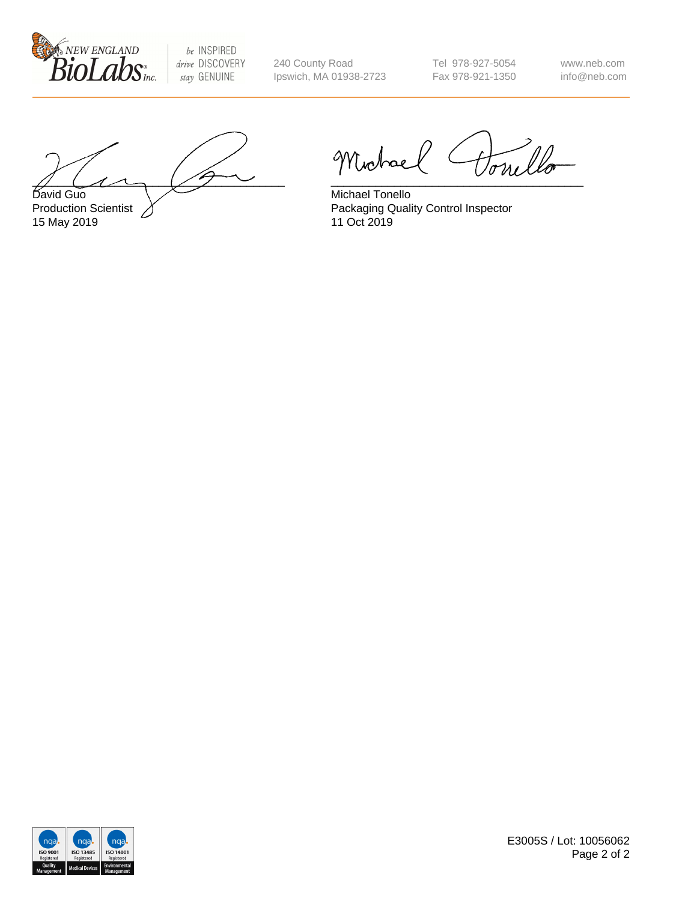NEW ENGLAND BioLabs Inc.

be INSPIRED drive DISCOVERY stay GENUINE

240 County Road
Ipswich, MA 01938-2723

Tel 978-927-5054
Fax 978-921-1350

www.neb.com
info@neb.com

David Guo
Production Scientist
15 May 2019

Michael Tonello
Packaging Quality Control Inspector
11 Oct 2019

nqa ISO 9001 Registered Quality Management | nqa ISO 13485 Registered Medical Devices | nqa ISO 14001 Registered Environmental Management

E3005S / Lot: 10056062